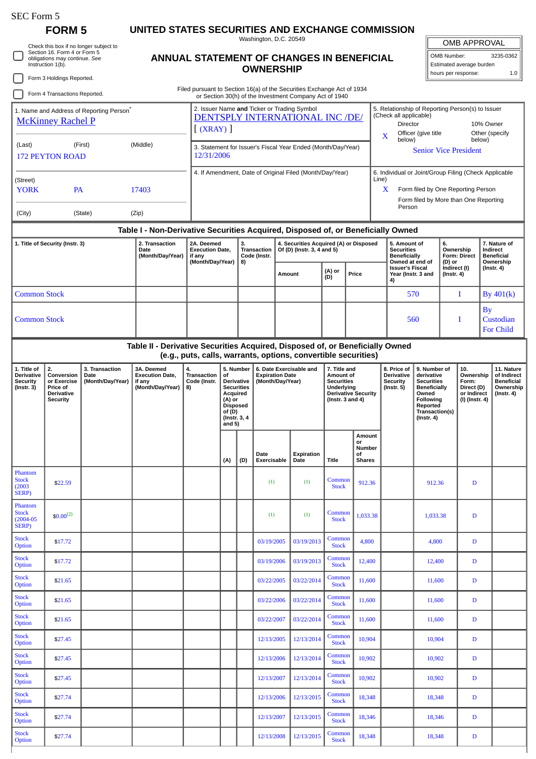SEC Form 5

# FORM 5

Check this box if no longer subject to Section 16. Form 4 or Form 5 obligations may continue. *See* Instruction 1(b).

Form 3 Holdings Reported.

Form 4 Transactions Reported.

## UNITED STATES SECURITIES AND EXCHANGE COMMISSION

Washington, D.C. 20549

## ANNUAL STATEMENT OF CHANGES IN BENEFICIAL OWNERSHIP

Filed pursuant to Section 16(a) of the Securities Exchange Act of 1934 or Section 30(h) of the Investment Company Act of 1940

| OMB APPROVAL | |
|---|---|
| OMB Number: | 3235-0362 |
| Estimated average burden | |
| hours per response: | 1.0 |

1. Name and Address of Reporting Person*
McKinney Rachel P

(Last) (First) (Middle)
172 PEYTON ROAD

(Street)
YORK PA 17403

(City) (State) (Zip)

2. Issuer Name **and** Ticker or Trading Symbol
DENTSPLY INTERNATIONAL INC /DE/ [ (XRAY) ]

3. Statement for Issuer's Fiscal Year Ended (Month/Day/Year)
12/31/2006

4. If Amendment, Date of Original Filed (Month/Day/Year)

5. Relationship of Reporting Person(s) to Issuer (Check all applicable)
Director
10% Owner
X Officer (give title below)
Other (specify below)
Senior Vice President

6. Individual or Joint/Group Filing (Check Applicable Line)
X Form filed by One Reporting Person
Form filed by More than One Reporting Person

## Table I - Non-Derivative Securities Acquired, Disposed of, or Beneficially Owned

| 1. Title of Security (Instr. 3) | 2. Transaction Date (Month/Day/Year) | 2A. Deemed Execution Date, if any (Month/Day/Year) | 3. Transaction Code (Instr. 8) | 4. Securities Acquired (A) or Disposed Of (D) (Instr. 3, 4 and 5) | | | 5. Amount of Securities Beneficially Owned at end of Issuer's Fiscal Year (Instr. 3 and 4) | 6. Ownership Form: Direct (D) or Indirect (I) (Instr. 4) | 7. Nature of Indirect Beneficial Ownership (Instr. 4) |
|---|---|---|---|---|---|---|---|---|---|
| | | | | Amount | (A) or (D) | Price | | | |
| Common Stock | | | | | | | 570 | I | By 401(k) |
| Common Stock | | | | | | | 560 | I | By Custodian For Child |

## Table II - Derivative Securities Acquired, Disposed of, or Beneficially Owned (e.g., puts, calls, warrants, options, convertible securities)

| 1. Title of Derivative Security (Instr. 3) | 2. Conversion or Exercise Price of Derivative Security | 3. Transaction Date (Month/Day/Year) | 3A. Deemed Execution Date, if any (Month/Day/Year) | 4. Transaction Code (Instr. 8) | 5. Number of Derivative Securities Acquired (A) or Disposed of (D) (Instr. 3, 4 and 5) | | 6. Date Exercisable and Expiration Date (Month/Day/Year) | | 7. Title and Amount of Securities Underlying Derivative Security (Instr. 3 and 4) | | 8. Price of Derivative Security (Instr. 5) | 9. Number of derivative Securities Beneficially Owned Following Reported Transaction(s) (Instr. 4) | 10. Ownership Form: Direct (D) or Indirect (I) (Instr. 4) | 11. Nature of Indirect Beneficial Ownership (Instr. 4) |
|---|---|---|---|---|---|---|---|---|---|---|---|---|---|---|
| | | | | | (A) | (D) | Date Exercisable | Expiration Date | Title | Amount or Number of Shares | | | | |
| Phantom Stock (2003 SERP) | $22.59 | | | | | | (1) | (1) | Common Stock | 912.36 | | 912.36 | D | |
| Phantom Stock (2004-05 SERP) | $0.00(2) | | | | | | (1) | (1) | Common Stock | 1,033.38 | | 1,033.38 | D | |
| Stock Option | $17.72 | | | | | | 03/19/2005 | 03/19/2013 | Common Stock | 4,800 | | 4,800 | D | |
| Stock Option | $17.72 | | | | | | 03/19/2006 | 03/19/2013 | Common Stock | 12,400 | | 12,400 | D | |
| Stock Option | $21.65 | | | | | | 03/22/2005 | 03/22/2014 | Common Stock | 11,600 | | 11,600 | D | |
| Stock Option | $21.65 | | | | | | 03/22/2006 | 03/22/2014 | Common Stock | 11,600 | | 11,600 | D | |
| Stock Option | $21.65 | | | | | | 03/22/2007 | 03/22/2014 | Common Stock | 11,600 | | 11,600 | D | |
| Stock Option | $27.45 | | | | | | 12/13/2005 | 12/13/2014 | Common Stock | 10,904 | | 10,904 | D | |
| Stock Option | $27.45 | | | | | | 12/13/2006 | 12/13/2014 | Common Stock | 10,902 | | 10,902 | D | |
| Stock Option | $27.45 | | | | | | 12/13/2007 | 12/13/2014 | Common Stock | 10,902 | | 10,902 | D | |
| Stock Option | $27.74 | | | | | | 12/13/2006 | 12/13/2015 | Common Stock | 18,348 | | 18,348 | D | |
| Stock Option | $27.74 | | | | | | 12/13/2007 | 12/13/2015 | Common Stock | 18,346 | | 18,346 | D | |
| Stock Option | $27.74 | | | | | | 12/13/2008 | 12/13/2015 | Common Stock | 18,348 | | 18,348 | D | |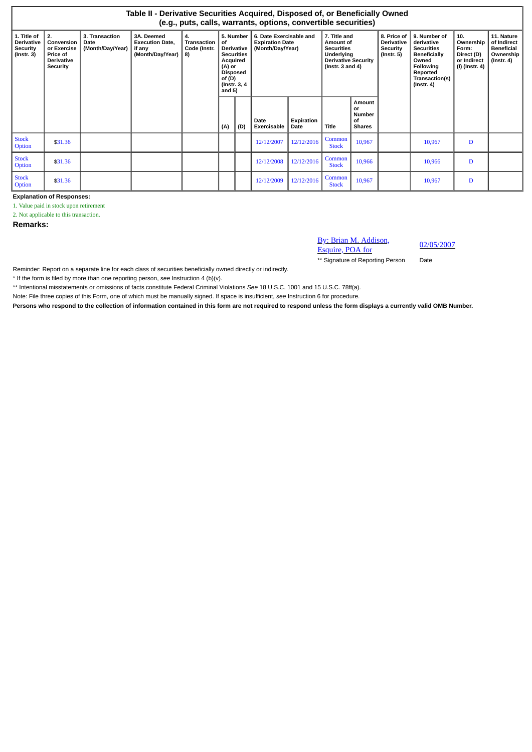## Table II - Derivative Securities Acquired, Disposed of, or Beneficially Owned (e.g., puts, calls, warrants, options, convertible securities)

| 1. Title of Derivative Security (Instr. 3) | 2. Conversion or Exercise Price of Derivative Security | 3. Transaction Date (Month/Day/Year) | 3A. Deemed Execution Date, if any (Month/Day/Year) | 4. Transaction Code (Instr. 8) | 5. Number of Derivative Securities Acquired (A) or Disposed of (D) (Instr. 3, 4 and 5) | | 6. Date Exercisable and Expiration Date (Month/Day/Year) | | 7. Title and Amount of Securities Underlying Derivative Security (Instr. 3 and 4) | | 8. Price of Derivative Security (Instr. 5) | 9. Number of derivative Securities Beneficially Owned Following Reported Transaction(s) (Instr. 4) | 10. Ownership Form: Direct (D) or Indirect (I) (Instr. 4) | 11. Nature of Indirect Beneficial Ownership (Instr. 4) |
|---|---|---|---|---|---|---|---|---|---|---|---|---|---|---|
| | | | | | (A) | (D) | Date Exercisable | Expiration Date | Title | Amount or Number of Shares | | | | |
| Stock Option | $31.36 | | | | | | 12/12/2007 | 12/12/2016 | Common Stock | 10,967 | | 10,967 | D | |
| Stock Option | $31.36 | | | | | | 12/12/2008 | 12/12/2016 | Common Stock | 10,966 | | 10,966 | D | |
| Stock Option | $31.36 | | | | | | 12/12/2009 | 12/12/2016 | Common Stock | 10,967 | | 10,967 | D | |

**Explanation of Responses:**

1. Value paid in stock upon retirement

2. Not applicable to this transaction.

**Remarks:**

By: Brian M. Addison, Esquire, POA for — 02/05/2007

** Signature of Reporting Person — Date

Reminder: Report on a separate line for each class of securities beneficially owned directly or indirectly.

* If the form is filed by more than one reporting person, *see* Instruction 4 (b)(v).

** Intentional misstatements or omissions of facts constitute Federal Criminal Violations *See* 18 U.S.C. 1001 and 15 U.S.C. 78ff(a).

Note: File three copies of this Form, one of which must be manually signed. If space is insufficient, *see* Instruction 6 for procedure.

**Persons who respond to the collection of information contained in this form are not required to respond unless the form displays a currently valid OMB Number.**